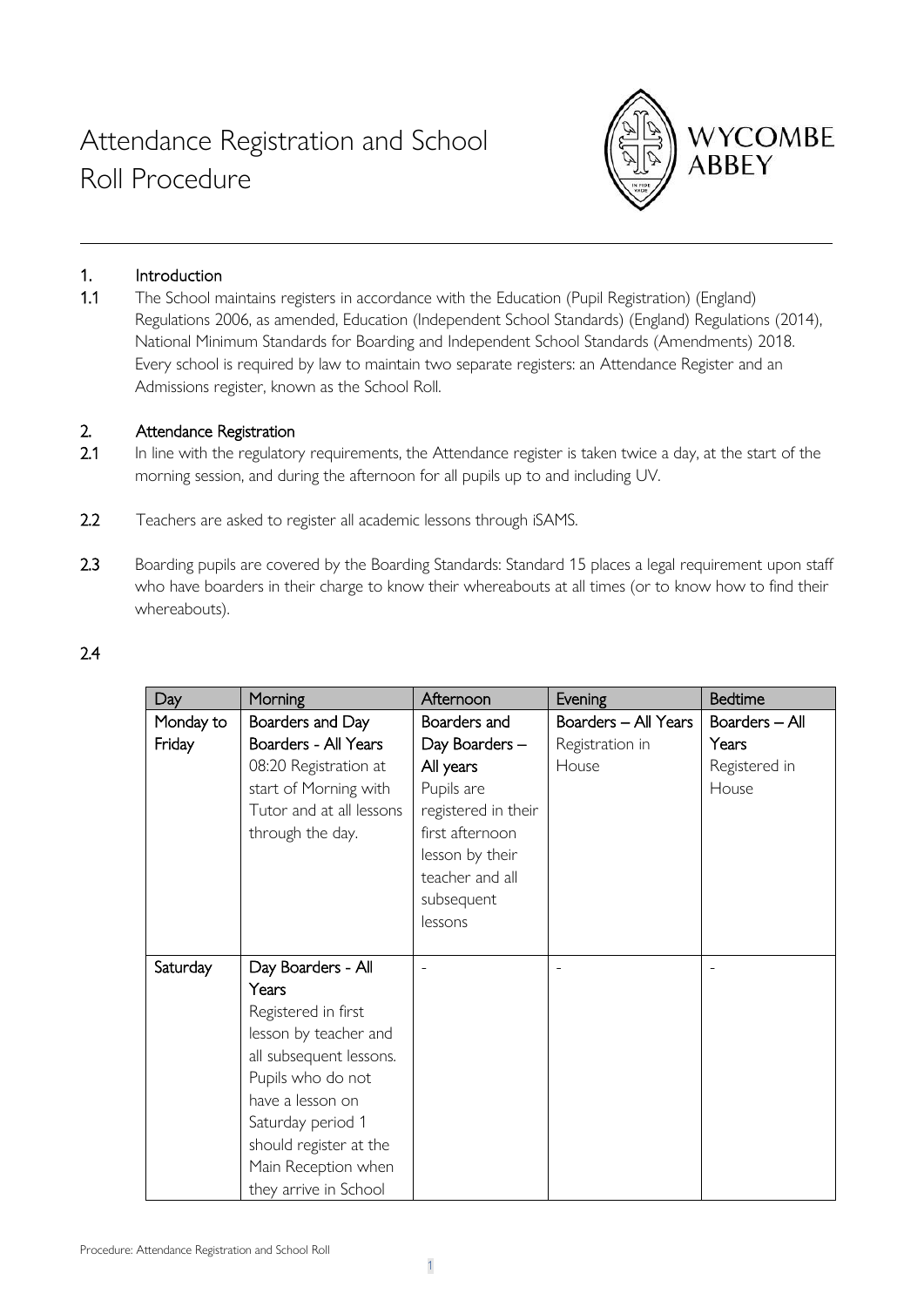# Attendance Registration and School Roll Procedure

WYCOMBE ABBEY

## 1. Introduction

**1.1** The School maintains registers in accordance with the Education (Pupil Registration) (England) Regulations 2006, as amended, Education (Independent School Standards) (England) Regulations (2014), National Minimum Standards for Boarding and Independent School Standards (Amendments) 2018. Every school is required by law to maintain two separate registers: an Attendance Register and an Admissions register, known as the School Roll.

## 2. Attendance Registration

**2.1** In line with the regulatory requirements, the Attendance register is taken twice a day, at the start of the morning session, and during the afternoon for all pupils up to and including UV.

**2.2** Teachers are asked to register all academic lessons through iSAMS.

**2.3** Boarding pupils are covered by the Boarding Standards: Standard 15 places a legal requirement upon staff who have boarders in their charge to know their whereabouts at all times (or to know how to find their whereabouts).

**2.4**

| Day | Morning | Afternoon | Evening | Bedtime |
|---|---|---|---|---|
| Monday to Friday | Boarders and Day Boarders - All Years<br>08:20 Registration at start of Morning with Tutor and at all lessons through the day. | Boarders and Day Boarders – All years<br>Pupils are registered in their first afternoon lesson by their teacher and all subsequent lessons | Boarders – All Years<br>Registration in House | Boarders – All Years<br>Registered in House |
| Saturday | Day Boarders - All Years<br>Registered in first lesson by teacher and all subsequent lessons. Pupils who do not have a lesson on Saturday period 1 should register at the Main Reception when they arrive in School | - | - | - |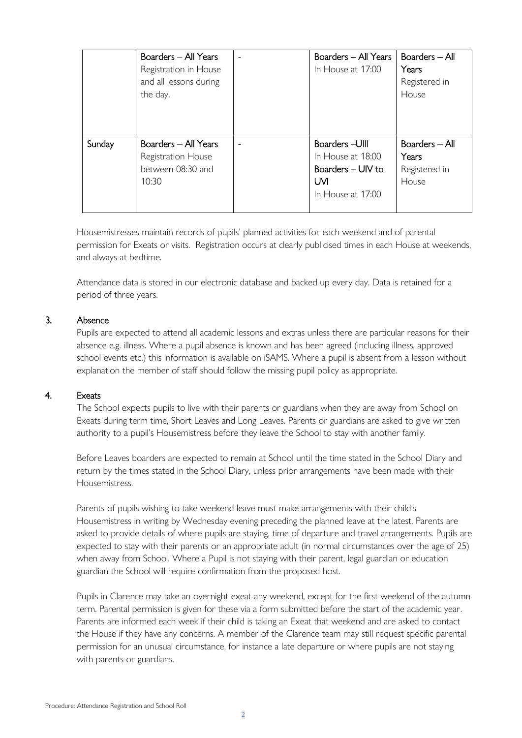| | | | | |
|---|---|---|---|---|
| | Boarders – All Years Registration in House and all lessons during the day. | - | Boarders – All Years In House at 17:00 | Boarders – All Years Registered in House |
| Sunday | Boarders – All Years Registration House between 08:30 and 10:30 | - | Boarders –UIII In House at 18:00 Boarders – UIV to UVI In House at 17:00 | Boarders – All Years Registered in House |

Housemistresses maintain records of pupils' planned activities for each weekend and of parental permission for Exeats or visits. Registration occurs at clearly publicised times in each House at weekends, and always at bedtime.

Attendance data is stored in our electronic database and backed up every day. Data is retained for a period of three years.

## 3. Absence

Pupils are expected to attend all academic lessons and extras unless there are particular reasons for their absence e.g. illness. Where a pupil absence is known and has been agreed (including illness, approved school events etc.) this information is available on iSAMS. Where a pupil is absent from a lesson without explanation the member of staff should follow the missing pupil policy as appropriate.

## 4. Exeats

The School expects pupils to live with their parents or guardians when they are away from School on Exeats during term time, Short Leaves and Long Leaves. Parents or guardians are asked to give written authority to a pupil's Housemistress before they leave the School to stay with another family.

Before Leaves boarders are expected to remain at School until the time stated in the School Diary and return by the times stated in the School Diary, unless prior arrangements have been made with their Housemistress.

Parents of pupils wishing to take weekend leave must make arrangements with their child's Housemistress in writing by Wednesday evening preceding the planned leave at the latest. Parents are asked to provide details of where pupils are staying, time of departure and travel arrangements. Pupils are expected to stay with their parents or an appropriate adult (in normal circumstances over the age of 25) when away from School. Where a Pupil is not staying with their parent, legal guardian or education guardian the School will require confirmation from the proposed host.

Pupils in Clarence may take an overnight exeat any weekend, except for the first weekend of the autumn term. Parental permission is given for these via a form submitted before the start of the academic year. Parents are informed each week if their child is taking an Exeat that weekend and are asked to contact the House if they have any concerns. A member of the Clarence team may still request specific parental permission for an unusual circumstance, for instance a late departure or where pupils are not staying with parents or guardians.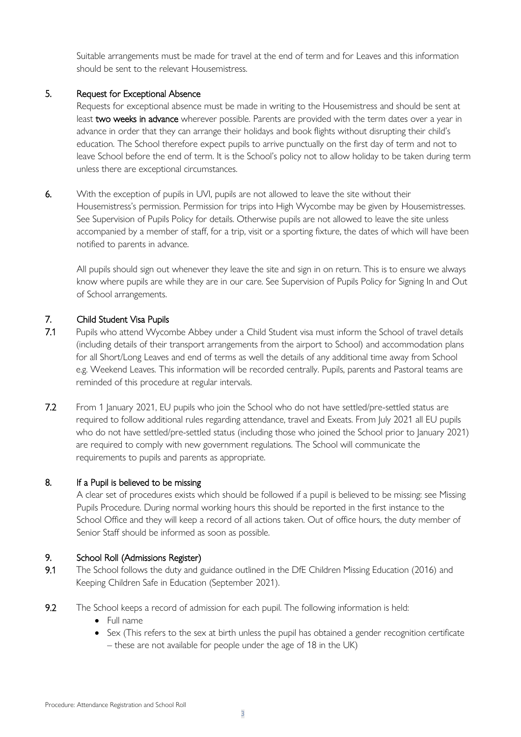Suitable arrangements must be made for travel at the end of term and for Leaves and this information should be sent to the relevant Housemistress.

## 5. Request for Exceptional Absence

Requests for exceptional absence must be made in writing to the Housemistress and should be sent at least **two weeks in advance** wherever possible. Parents are provided with the term dates over a year in advance in order that they can arrange their holidays and book flights without disrupting their child's education. The School therefore expect pupils to arrive punctually on the first day of term and not to leave School before the end of term. It is the School's policy not to allow holiday to be taken during term unless there are exceptional circumstances.

**6.** With the exception of pupils in UVI, pupils are not allowed to leave the site without their Housemistress's permission. Permission for trips into High Wycombe may be given by Housemistresses. See Supervision of Pupils Policy for details. Otherwise pupils are not allowed to leave the site unless accompanied by a member of staff, for a trip, visit or a sporting fixture, the dates of which will have been notified to parents in advance.

All pupils should sign out whenever they leave the site and sign in on return. This is to ensure we always know where pupils are while they are in our care. See Supervision of Pupils Policy for Signing In and Out of School arrangements.

## 7. Child Student Visa Pupils

**7.1** Pupils who attend Wycombe Abbey under a Child Student visa must inform the School of travel details (including details of their transport arrangements from the airport to School) and accommodation plans for all Short/Long Leaves and end of terms as well the details of any additional time away from School e.g. Weekend Leaves. This information will be recorded centrally. Pupils, parents and Pastoral teams are reminded of this procedure at regular intervals.

**7.2** From 1 January 2021, EU pupils who join the School who do not have settled/pre-settled status are required to follow additional rules regarding attendance, travel and Exeats. From July 2021 all EU pupils who do not have settled/pre-settled status (including those who joined the School prior to January 2021) are required to comply with new government regulations. The School will communicate the requirements to pupils and parents as appropriate.

## 8. If a Pupil is believed to be missing

A clear set of procedures exists which should be followed if a pupil is believed to be missing: see Missing Pupils Procedure. During normal working hours this should be reported in the first instance to the School Office and they will keep a record of all actions taken. Out of office hours, the duty member of Senior Staff should be informed as soon as possible.

## 9. School Roll (Admissions Register)

**9.1** The School follows the duty and guidance outlined in the DfE Children Missing Education (2016) and Keeping Children Safe in Education (September 2021).

**9.2** The School keeps a record of admission for each pupil. The following information is held:

- Full name
- Sex (This refers to the sex at birth unless the pupil has obtained a gender recognition certificate – these are not available for people under the age of 18 in the UK)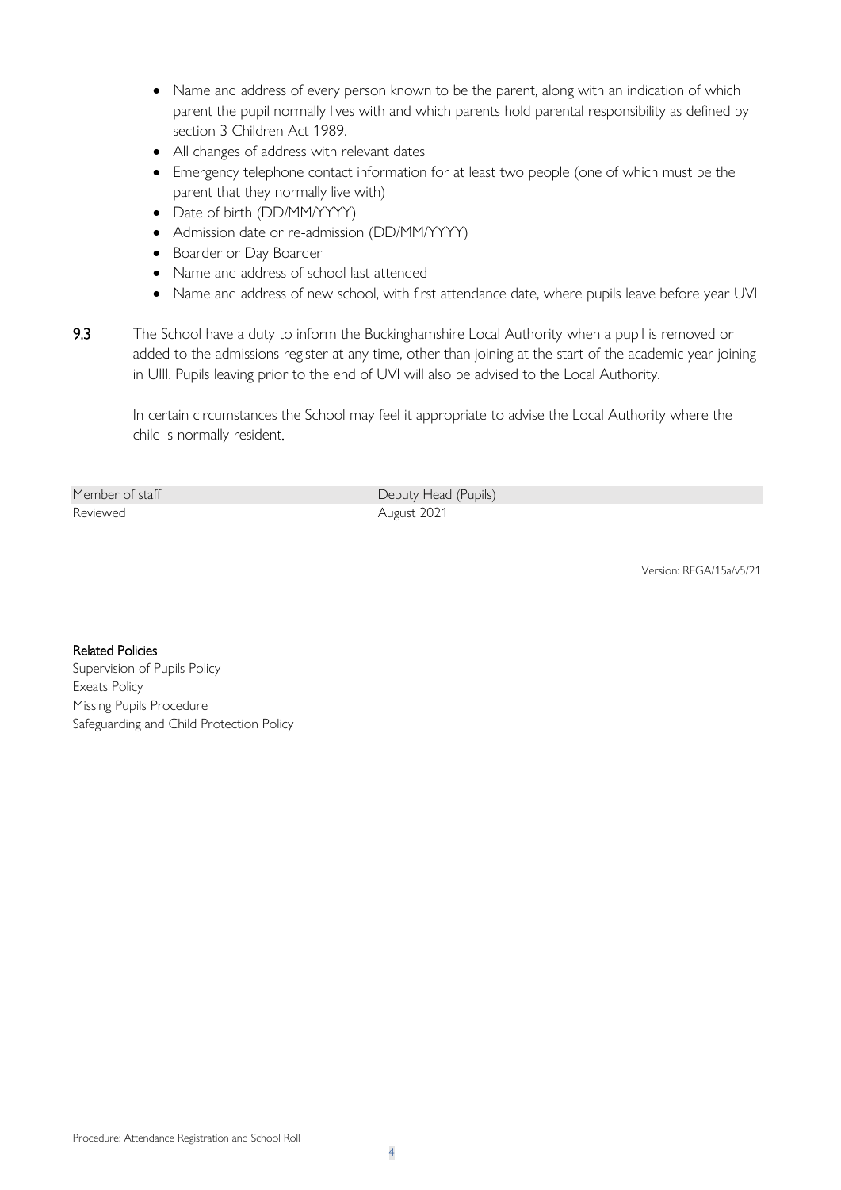- Name and address of every person known to be the parent, along with an indication of which parent the pupil normally lives with and which parents hold parental responsibility as defined by section 3 Children Act 1989.
- All changes of address with relevant dates
- Emergency telephone contact information for at least two people (one of which must be the parent that they normally live with)
- Date of birth (DD/MM/YYYY)
- Admission date or re-admission (DD/MM/YYYY)
- Boarder or Day Boarder
- Name and address of school last attended
- Name and address of new school, with first attendance date, where pupils leave before year UVI

**9.3** The School have a duty to inform the Buckinghamshire Local Authority when a pupil is removed or added to the admissions register at any time, other than joining at the start of the academic year joining in UIII. Pupils leaving prior to the end of UVI will also be advised to the Local Authority.

In certain circumstances the School may feel it appropriate to advise the Local Authority where the child is normally resident.

| | |
|---|---|
| Member of staff | Deputy Head (Pupils) |
| Reviewed | August 2021 |

Version: REGA/15a/v5/21

**Related Policies**

Supervision of Pupils Policy
Exeats Policy
Missing Pupils Procedure
Safeguarding and Child Protection Policy